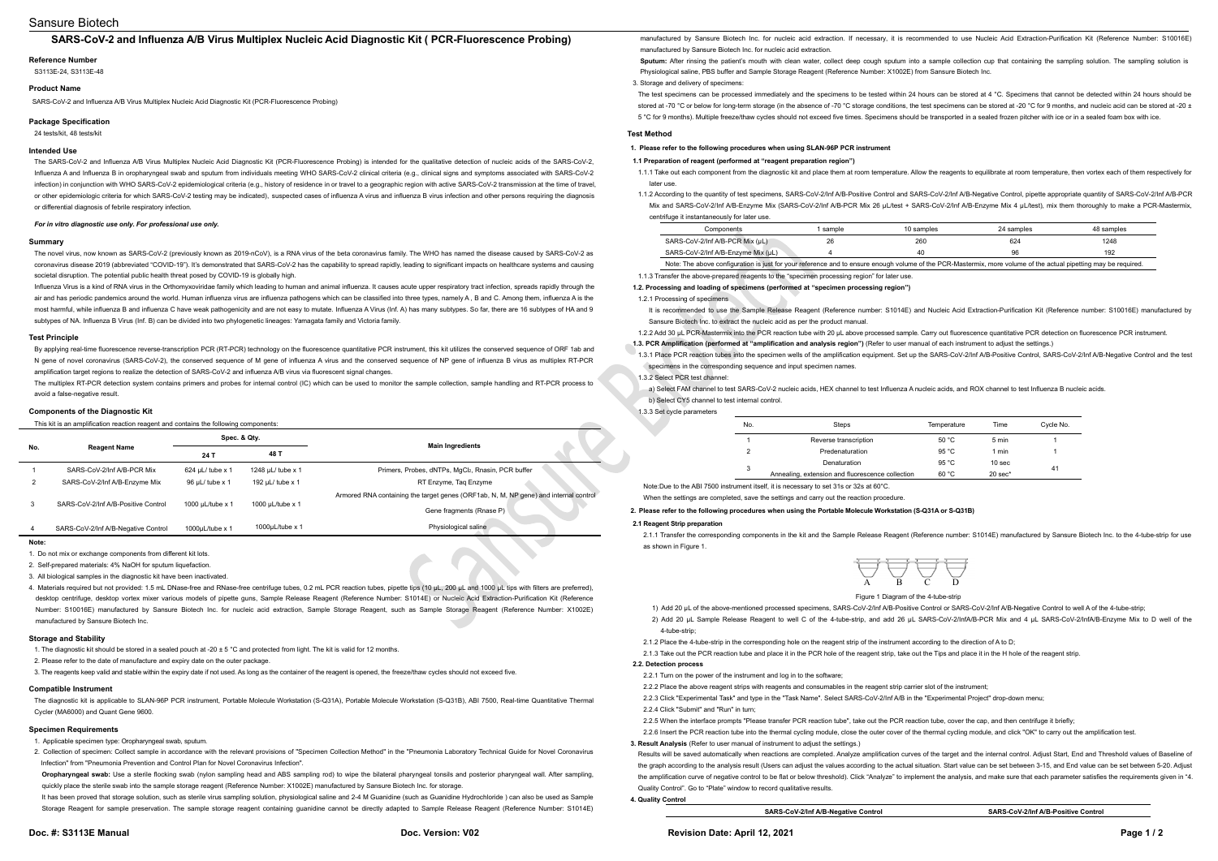# SARS-CoV-2 and Influenza A/B Virus Multiplex Nucleic Acid Diagnostic Kit ( PCR-Fluorescence Probing)

## Reference Number

S3113E-24, S3113E-48

## Product Name

SARS-CoV-2 and Influenza A/B Virus Multiplex Nucleic Acid Diagnostic Kit (PCR-Fluorescence Probing)

## Package Specification

24 tests/kit, 48 tests/kit

## Intended Use

The SARS-CoV-2 and Influenza A/B Virus Multiplex Nucleic Acid Diagnostic Kit (PCR-Fluorescence Probing) is intended for the qualitative detection of nucleic acids of the SARS-CoV-2, Influenza A and Influenza B in oropharyngeal swab and sputum from individuals meeting WHO SARS-CoV-2 clinical criteria (e.g., clinical signs and symptoms associated with SARS-CoV-2 infection) in conjunction with WHO SARS-CoV-2 epidemiological criteria (e.g., history of residence in or travel to a geographic region with active SARS-CoV-2 transmission at the time of travel, or other epidemiologic criteria for which SARS-CoV-2 testing may be indicated), suspected cases of influenza A virus and influenza B virus infection and other persons requiring the diagnosis or differential diagnosis of febrile respiratory infection.

***For in vitro diagnostic use only. For professional use only.***

## Summary

The novel virus, now known as SARS-CoV-2 (previously known as 2019-nCoV), is a RNA virus of the beta coronavirus family. The WHO has named the disease caused by SARS-CoV-2 as coronavirus disease 2019 (abbreviated "COVID-19"). It's demonstrated that SARS-CoV-2 has the capability to spread rapidly, leading to significant impacts on healthcare systems and causing societal disruption. The potential public health threat posed by COVID-19 is globally high.

Influenza Virus is a kind of RNA virus in the Orthomyxoviridae family which leading to human and animal influenza. It causes acute upper respiratory tract infection, spreads rapidly through the air and has periodic pandemics around the world. Human influenza virus are influenza pathogens which can be classified into three types, namely A, B and C. Among them, influenza A is the most harmful, while influenza B and influenza C have weak pathogenicity and are not easy to mutate. Influenza A Virus (Inf. A) has many subtypes. So far, there are 16 subtypes of HA and 9 subtypes of NA. Influenza B Virus (Inf. B) can be divided into two phylogenetic lineages: Yamagata family and Victoria family.

## Test Principle

By applying real-time fluorescence reverse-transcription PCR (RT-PCR) technology on the fluorescence quantitative PCR instrument, this kit utilizes the conserved sequence of ORF 1ab and N gene of novel coronavirus (SARS-CoV-2), the conserved sequence of M gene of influenza A virus and the conserved sequence of NP gene of influenza B virus as multiplex RT-PCR amplification target regions to realize the detection of SARS-CoV-2 and influenza A/B virus via fluorescent signal changes.

The multiplex RT-PCR detection system contains primers and probes for internal control (IC) which can be used to monitor the sample collection, sample handling and RT-PCR process to avoid a false-negative result.

## Components of the Diagnostic Kit

This kit is an amplification reaction reagent and contains the following components:

| No. | Reagent Name | Spec. & Qty. | | Main Ingredients |
|---|---|---|---|---|
| | | 24 T | 48 T | |
| 1 | SARS-CoV-2/Inf A/B-PCR Mix | 624 μL/ tube x 1 | 1248 μL/ tube x 1 | Primers, Probes, dNTPs, $MgCl_2$, Rnasin, PCR buffer |
| 2 | SARS-CoV-2/Inf A/B-Enzyme Mix | 96 μL/ tube x 1 | 192 μL/ tube x 1 | RT Enzyme, Taq Enzyme |
| 3 | SARS-CoV-2/Inf A/B-Positive Control | 1000 μL/tube x 1 | 1000 μL/tube x 1 | Armored RNA containing the target genes (ORF1ab, N, M, NP gene) and internal control Gene fragments (Rnase P) |
| 4 | SARS-CoV-2/Inf A/B-Negative Control | 1000μL/tube x 1 | 1000μL/tube x 1 | Physiological saline |

**Note:**

1. Do not mix or exchange components from different kit lots.
2. Self-prepared materials: 4% NaOH for sputum liquefaction.
3. All biological samples in the diagnostic kit have been inactivated.
4. Materials required but not provided: 1.5 mL DNase-free and RNase-free centrifuge tubes, 0.2 mL PCR reaction tubes, pipette tips (10 μL, 200 μL and 1000 μL tips with filters are preferred), desktop centrifuge, desktop vortex mixer various models of pipette guns, Sample Release Reagent (Reference Number: S1014E) or Nucleic Acid Extraction-Purification Kit (Reference Number: S10016E) manufactured by Sansure Biotech Inc. for nucleic acid extraction, Sample Storage Reagent, such as Sample Storage Reagent (Reference Number: X1002E) manufactured by Sansure Biotech Inc.

## Storage and Stability

1. The diagnostic kit should be stored in a sealed pouch at -20 ± 5 °C and protected from light. The kit is valid for 12 months.
2. Please refer to the date of manufacture and expiry date on the outer package.
3. The reagents keep valid and stable within the expiry date if not used. As long as the container of the reagent is opened, the freeze/thaw cycles should not exceed five.

## Compatible Instrument

The diagnostic kit is applicable to SLAN-96P PCR instrument, Portable Molecule Workstation (S-Q31A), Portable Molecule Workstation (S-Q31B), ABI 7500, Real-time Quantitative Thermal Cycler (MA6000) and Quant Gene 9600.

## Specimen Requirements

1. Applicable specimen type: Oropharyngeal swab, sputum.
2. Collection of specimen: Collect sample in accordance with the relevant provisions of "Specimen Collection Method" in the "Pneumonia Laboratory Technical Guide for Novel Coronavirus Infection" from "Pneumonia Prevention and Control Plan for Novel Coronavirus Infection".

**Oropharyngeal swab:** Use a sterile flocking swab (nylon sampling head and ABS sampling rod) to wipe the bilateral pharyngeal tonsils and posterior pharyngeal wall. After sampling, quickly place the sterile swab into the sample storage reagent (Reference Number: X1002E) manufactured by Sansure Biotech Inc. for storage.

It has been proved that storage solution, such as sterile virus sampling solution, physiological saline and 2-4 M Guanidine (such as Guanidine Hydrochloride ) can also be used as Sample Storage Reagent for sample preservation. The sample storage reagent containing guanidine cannot be directly adapted to Sample Release Reagent (Reference Number: S1014E) manufactured by Sansure Biotech Inc. for nucleic acid extraction. If necessary, it is recommended to use Nucleic Acid Extraction-Purification Kit (Reference Number: S10016E) manufactured by Sansure Biotech Inc. for nucleic acid extraction.

**Sputum:** After rinsing the patient's mouth with clean water, collect deep cough sputum into a sample collection cup that containing the sampling solution. The sampling solution is Physiological saline, PBS buffer and Sample Storage Reagent (Reference Number: X1002E) from Sansure Biotech Inc.

3. Storage and delivery of specimens:

The test specimens can be processed immediately and the specimens to be tested within 24 hours can be stored at 4 °C. Specimens that cannot be detected within 24 hours should be stored at -70 °C or below for long-term storage (in the absence of -70 °C storage conditions, the test specimens can be stored at -20 °C for 9 months, and nucleic acid can be stored at -20 ± 5 °C for 9 months). Multiple freeze/thaw cycles should not exceed five times. Specimens should be transported in a sealed frozen pitcher with ice or in a sealed foam box with ice.

## Test Method

### 1. Please refer to the following procedures when using SLAN-96P PCR instrument

**1.1 Preparation of reagent (performed at "reagent preparation region")**

1.1.1 Take out each component from the diagnostic kit and place them at room temperature. Allow the reagents to equilibrate at room temperature, then vortex each of them respectively for later use.

1.1.2 According to the quantity of test specimens, SARS-CoV-2/Inf A/B-Positive Control and SARS-CoV-2/Inf A/B-Negative Control, pipette appropriate quantity of SARS-CoV-2/Inf A/B-PCR Mix and SARS-CoV-2/Inf A/B-Enzyme Mix (SARS-CoV-2/Inf A/B-PCR Mix 26 μL/test + SARS-CoV-2/Inf A/B-Enzyme Mix 4 μL/test), mix them thoroughly to make a PCR-Mastermix, centrifuge it instantaneously for later use.

| Components | 1 sample | 10 samples | 24 samples | 48 samples |
|---|---|---|---|---|
| SARS-CoV-2/Inf A/B-PCR Mix (μL) | 26 | 260 | 624 | 1248 |
| SARS-CoV-2/Inf A/B-Enzyme Mix (μL) | 4 | 40 | 96 | 192 |

Note: The above configuration is just for your reference and to ensure enough volume of the PCR-Mastermix, more volume of the actual pipetting may be required.

1.1.3 Transfer the above-prepared reagents to the "specimen processing region" for later use.

**1.2. Processing and loading of specimens (performed at "specimen processing region")**

1.2.1 Processing of specimens

It is recommended to use the Sample Release Reagent (Reference number: S1014E) and Nucleic Acid Extraction-Purification Kit (Reference number: S10016E) manufactured by Sansure Biotech Inc. to extract the nucleic acid as per the product manual.

1.2.2 Add 30 μL PCR-Mastermix into the PCR reaction tube with 20 μL above processed sample. Carry out fluorescence quantitative PCR detection on fluorescence PCR instrument.

**1.3. PCR Amplification (performed at "amplification and analysis region")** (Refer to user manual of each instrument to adjust the settings.)

1.3.1 Place PCR reaction tubes into the specimen wells of the amplification equipment. Set up the SARS-CoV-2/Inf A/B-Positive Control, SARS-CoV-2/Inf A/B-Negative Control and the test specimens in the corresponding sequence and input specimen names.

1.3.2 Select PCR test channel:

a) Select FAM channel to test SARS-CoV-2 nucleic acids, HEX channel to test Influenza A nucleic acids, and ROX channel to test Influenza B nucleic acids.

b) Select CY5 channel to test internal control.

1.3.3 Set cycle parameters

| No. | Steps | Temperature | Time | Cycle No. |
|---|---|---|---|---|
| 1 | Reverse transcription | 50 °C | 5 min | 1 |
| 2 | Predenaturation | 95 °C | 1 min | 1 |
| 3 | Denaturation | 95 °C | 10 sec | 41 |
| | Annealing, extension and fluorescence collection | 60 °C | 20 sec* | |

Note:Due to the ABI 7500 instrument itself, it is necessary to set 31s or 32s at 60°C.

When the settings are completed, save the settings and carry out the reaction procedure.

### 2. Please refer to the following procedures when using the Portable Molecule Workstation (S-Q31A or S-Q31B)

**2.1 Reagent Strip preparation**

2.1.1 Transfer the corresponding components in the kit and the Sample Release Reagent (Reference number: S1014E) manufactured by Sansure Biotech Inc. to the 4-tube-strip for use as shown in Figure 1.

A B C D

Figure 1 Diagram of the 4-tube-strip

1) Add 20 μL of the above-mentioned processed specimens, SARS-CoV-2/Inf A/B-Positive Control or SARS-CoV-2/Inf A/B-Negative Control to well A of the 4-tube-strip;

2) Add 20 μL Sample Release Reagent to well C of the 4-tube-strip, and add 26 μL SARS-CoV-2/InfA/B-PCR Mix and 4 μL SARS-CoV-2/InfA/B-Enzyme Mix to D well of the 4-tube-strip;

2.1.2 Place the 4-tube-strip in the corresponding hole on the reagent strip of the instrument according to the direction of A to D;

2.1.3 Take out the PCR reaction tube and place it in the PCR hole of the reagent strip, take out the Tips and place it in the H hole of the reagent strip.

**2.2. Detection process**

2.2.1 Turn on the power of the instrument and log in to the software;

2.2.2 Place the above reagent strips with reagents and consumables in the reagent strip carrier slot of the instrument;

2.2.3 Click "Experimental Task" and type in the "Task Name". Select SARS-CoV-2/Inf A/B in the "Experimental Project" drop-down menu;

2.2.4 Click "Submit" and "Run" in turn;

2.2.5 When the interface prompts "Please transfer PCR reaction tube", take out the PCR reaction tube, cover the cap, and then centrifuge it briefly;

2.2.6 Insert the PCR reaction tube into the thermal cycling module, close the outer cover of the thermal cycling module, and click "OK" to carry out the amplification test.

### 3. Result Analysis (Refer to user manual of instrument to adjust the settings.)

Results will be saved automatically when reactions are completed. Analyze amplification curves of the target and the internal control. Adjust Start, End and Threshold values of Baseline of the graph according to the analysis result (Users can adjust the values according to the actual situation. Start value can be set between 3-15, and End value can be set between 5-20. Adjust the amplification curve of negative control to be flat or below threshold). Click "Analyze" to implement the analysis, and make sure that each parameter satisfies the requirements given in "4. Quality Control". Go to "Plate" window to record qualitative results.

### 4. Quality Control

| SARS-CoV-2/Inf A/B-Negative Control | SARS-CoV-2/Inf A/B-Positive Control |
|---|---|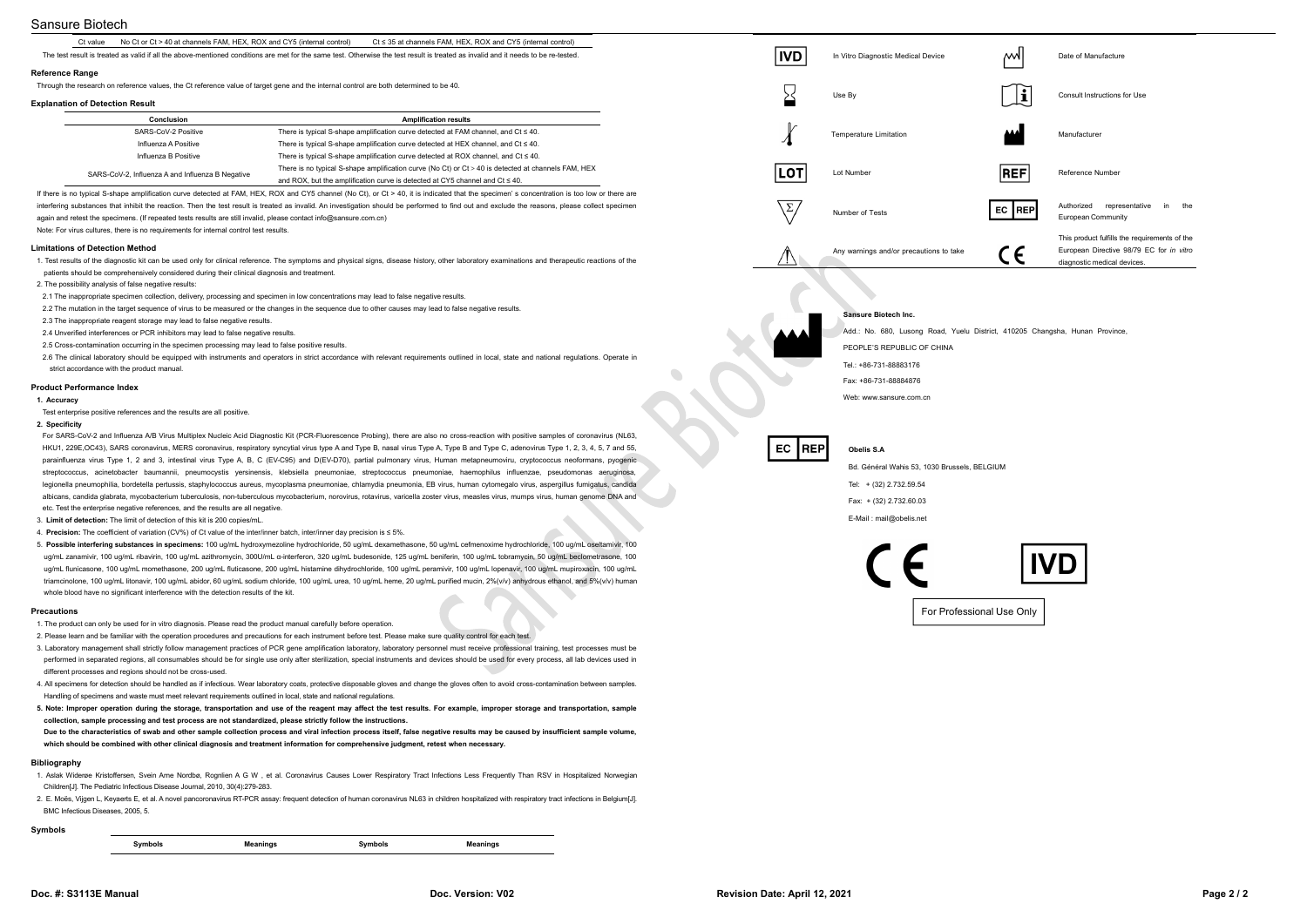| Ct value | No Ct or Ct > 40 at channels FAM, HEX, ROX and CY5 (internal control) | Ct ≤ 35 at channels FAM, HEX, ROX and CY5 (internal control) |
|---|---|---|

The test result is treated as valid if all the above-mentioned conditions are met for the same test. Otherwise the test result is treated as invalid and it needs to be re-tested.

### Reference Range

Through the research on reference values, the Ct reference value of target gene and the internal control are both determined to be 40.

### Explanation of Detection Result

| Conclusion | Amplification results |
|---|---|
| SARS-CoV-2 Positive | There is typical S-shape amplification curve detected at FAM channel, and Ct ≤ 40. |
| Influenza A Positive | There is typical S-shape amplification curve detected at HEX channel, and Ct ≤ 40. |
| Influenza B Positive | There is typical S-shape amplification curve detected at ROX channel, and Ct ≤ 40. |
| SARS-CoV-2, Influenza A and Influenza B Negative | There is no typical S-shape amplification curve (No Ct) or Ct > 40 is detected at channels FAM, HEX and ROX, but the amplification curve is detected at CY5 channel and Ct ≤ 40. |

If there is no typical S-shape amplification curve detected at FAM, HEX, ROX and CY5 channel (No Ct), or Ct > 40, it is indicated that the specimen' s concentration is too low or there are interfering substances that inhibit the reaction. Then the test result is treated as invalid. An investigation should be performed to find out and exclude the reasons, please collect specimen again and retest the specimens. (If repeated tests results are still invalid, please contact info@sansure.com.cn)

Note: For virus cultures, there is no requirements for internal control test results.

### Limitations of Detection Method

1. Test results of the diagnostic kit can be used only for clinical reference. The symptoms and physical signs, disease history, other laboratory examinations and therapeutic reactions of the patients should be comprehensively considered during their clinical diagnosis and treatment.
2. The possibility analysis of false negative results:
   2.1 The inappropriate specimen collection, delivery, processing and specimen in low concentrations may lead to false negative results.
   2.2 The mutation in the target sequence of virus to be measured or the changes in the sequence due to other causes may lead to false negative results.
   2.3 The inappropriate reagent storage may lead to false negative results.
   2.4 Unverified interferences or PCR inhibitors may lead to false negative results.
   2.5 Cross-contamination occurring in the specimen processing may lead to false positive results.
   2.6 The clinical laboratory should be equipped with instruments and operators in strict accordance with relevant requirements outlined in local, state and national regulations. Operate in strict accordance with the product manual.

### Product Performance Index

**1. Accuracy**

Test enterprise positive references and the results are all positive.

**2. Specificity**

For SARS-CoV-2 and Influenza A/B Virus Multiplex Nucleic Acid Diagnostic Kit (PCR-Fluorescence Probing), there are also no cross-reaction with positive samples of coronavirus (NL63, HKU1, 229E,OC43), SARS coronavirus, MERS coronavirus, respiratory syncytial virus type A and Type B, nasal virus Type A, Type B and Type C, adenovirus Type 1, 2, 3, 4, 5, 7 and 55, parainfluenza virus Type 1, 2 and 3, intestinal virus Type A, B, C (EV-C95) and D(EV-D70), partial pulmonary virus, Human metapneumoviru, cryptococcus neoformans, pyogenic streptococcus, acinetobacter baumannii, pneumocystis yersinensis, klebsiella pneumoniae, streptococcus pneumoniae, haemophilus influenzae, pseudomonas aeruginosa, legionella pneumophilia, bordetella pertussis, staphylococcus aureus, mycoplasma pneumoniae, chlamydia pneumonia, EB virus, human cytomegalo virus, aspergillus fumigatus, candida albicans, candida glabrata, mycobacterium tuberculosis, non-tuberculous mycobacterium, norovirus, rotavirus, varicella zoster virus, measles virus, mumps virus, human genome DNA and etc. Test the enterprise negative references, and the results are all negative.

3. **Limit of detection:** The limit of detection of this kit is 200 copies/mL.
4. **Precision:** The coefficient of variation (CV%) of Ct value of the inter/inner batch, inter/inner day precision is ≤ 5%.
5. **Possible interfering substances in specimens:** 100 ug/mL hydroxymezoline hydrochloride, 50 ug/mL dexamethasone, 50 ug/mL cefmenoxime hydrochloride, 100 ug/mL oseltamivir, 100 ug/mL zanamivir, 100 ug/mL ribavirin, 100 ug/mL azithromycin, 300U/mL α-interferon, 320 ug/mL budesonide, 125 ug/mL beniferin, 100 ug/mL tobramycin, 50 ug/mL beclometrasone, 100 ug/mL flunicasone, 100 ug/mL momethasone, 200 ug/mL fluticasone, 200 ug/mL histamine dihydrochloride, 100 ug/mL peramivir, 100 ug/mL lopenavir, 100 ug/mL mupiroxacin, 100 ug/mL triamcinolone, 100 ug/mL litonavir, 100 ug/mL abidor, 60 ug/mL sodium chloride, 100 ug/mL urea, 10 ug/mL heme, 20 ug/mL purified mucin, 2%(v/v) anhydrous ethanol, and 5%(v/v) human whole blood have no significant interference with the detection results of the kit.

### Precautions

1. The product can only be used for in vitro diagnosis. Please read the product manual carefully before operation.
2. Please learn and be familiar with the operation procedures and precautions for each instrument before test. Please make sure quality control for each test.
3. Laboratory management shall strictly follow management practices of PCR gene amplification laboratory, laboratory personnel must receive professional training, test processes must be performed in separated regions, all consumables should be for single use only after sterilization, special instruments and devices should be used for every process, all lab devices used in different processes and regions should not be cross-used.
4. All specimens for detection should be handled as if infectious. Wear laboratory coats, protective disposable gloves and change the gloves often to avoid cross-contamination between samples. Handling of specimens and waste must meet relevant requirements outlined in local, state and national regulations.
5. **Note: Improper operation during the storage, transportation and use of the reagent may affect the test results. For example, improper storage and transportation, sample collection, sample processing and test process are not standardized, please strictly follow the instructions.**

   **Due to the characteristics of swab and other sample collection process and viral infection process itself, false negative results may be caused by insufficient sample volume, which should be combined with other clinical diagnosis and treatment information for comprehensive judgment, retest when necessary.**

### Bibliography

1. Aslak Widerøe Kristoffersen, Svein Arne Nordbø, Rognlien A G W , et al. Coronavirus Causes Lower Respiratory Tract Infections Less Frequently Than RSV in Hospitalized Norwegian Children[J]. The Pediatric Infectious Disease Journal, 2010, 30(4):279-283.
2. E. Moës, Vijgen L, Keyaerts E, et al. A novel pancoronavirus RT-PCR assay: frequent detection of human coronavirus NL63 in children hospitalized with respiratory tract infections in Belgium[J]. BMC Infectious Diseases, 2005, 5.

### Symbols

| Symbols | Meanings | Symbols | Meanings |
|---|---|---|---|
| IVD | In Vitro Diagnostic Medical Device | | Date of Manufacture |
| | Use By | | Consult Instructions for Use |
| | Temperature Limitation | | Manufacturer |
| LOT | Lot Number | REF | Reference Number |
| | Number of Tests | EC REP | Authorized representative in the European Community |
| | Any warnings and/or precautions to take | CE | This product fulfills the requirements of the European Directive 98/79 EC for *in vitro* diagnostic medical devices. |

**Sansure Biotech Inc.**

Add.: No. 680, Lusong Road, Yuelu District, 410205 Changsha, Hunan Province, PEOPLE'S REPUBLIC OF CHINA

Tel.: +86-731-88883176

Fax: +86-731-88884876

Web: www.sansure.com.cn

EC REP

**Obelis S.A**

Bd. Général Wahis 53, 1030 Brussels, BELGIUM

Tel: + (32) 2.732.59.54

Fax: + (32) 2.732.60.03

E-Mail : mail@obelis.net

CE IVD

For Professional Use Only

Doc. #: S3113E Manual | Doc. Version: V02 | Revision Date: April 12, 2021